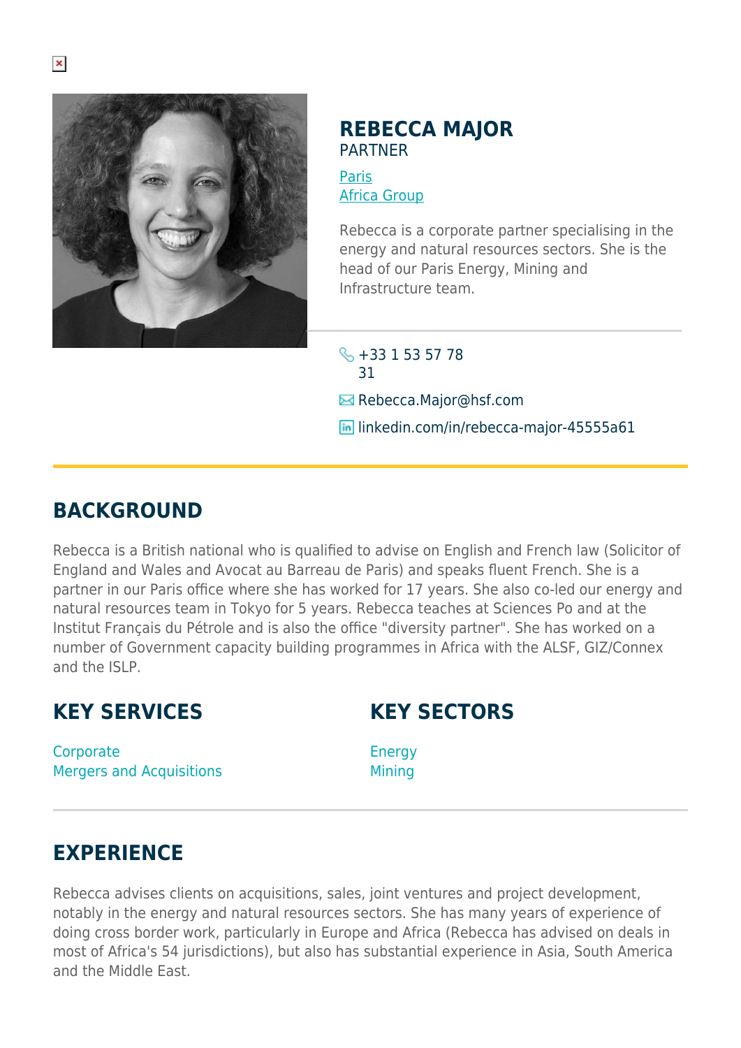# REBECCA MAJOR

PARTNER

Paris
Africa Group

Rebecca is a corporate partner specialising in the energy and natural resources sectors. She is the head of our Paris Energy, Mining and Infrastructure team.

+33 1 53 57 78 31

Rebecca.Major@hsf.com

linkedin.com/in/rebecca-major-45555a61

## BACKGROUND

Rebecca is a British national who is qualified to advise on English and French law (Solicitor of England and Wales and Avocat au Barreau de Paris) and speaks fluent French. She is a partner in our Paris office where she has worked for 17 years. She also co-led our energy and natural resources team in Tokyo for 5 years. Rebecca teaches at Sciences Po and at the Institut Français du Pétrole and is also the office "diversity partner". She has worked on a number of Government capacity building programmes in Africa with the ALSF, GIZ/Connex and the ISLP.

## KEY SERVICES

Corporate
Mergers and Acquisitions

## KEY SECTORS

Energy
Mining

## EXPERIENCE

Rebecca advises clients on acquisitions, sales, joint ventures and project development, notably in the energy and natural resources sectors. She has many years of experience of doing cross border work, particularly in Europe and Africa (Rebecca has advised on deals in most of Africa's 54 jurisdictions), but also has substantial experience in Asia, South America and the Middle East.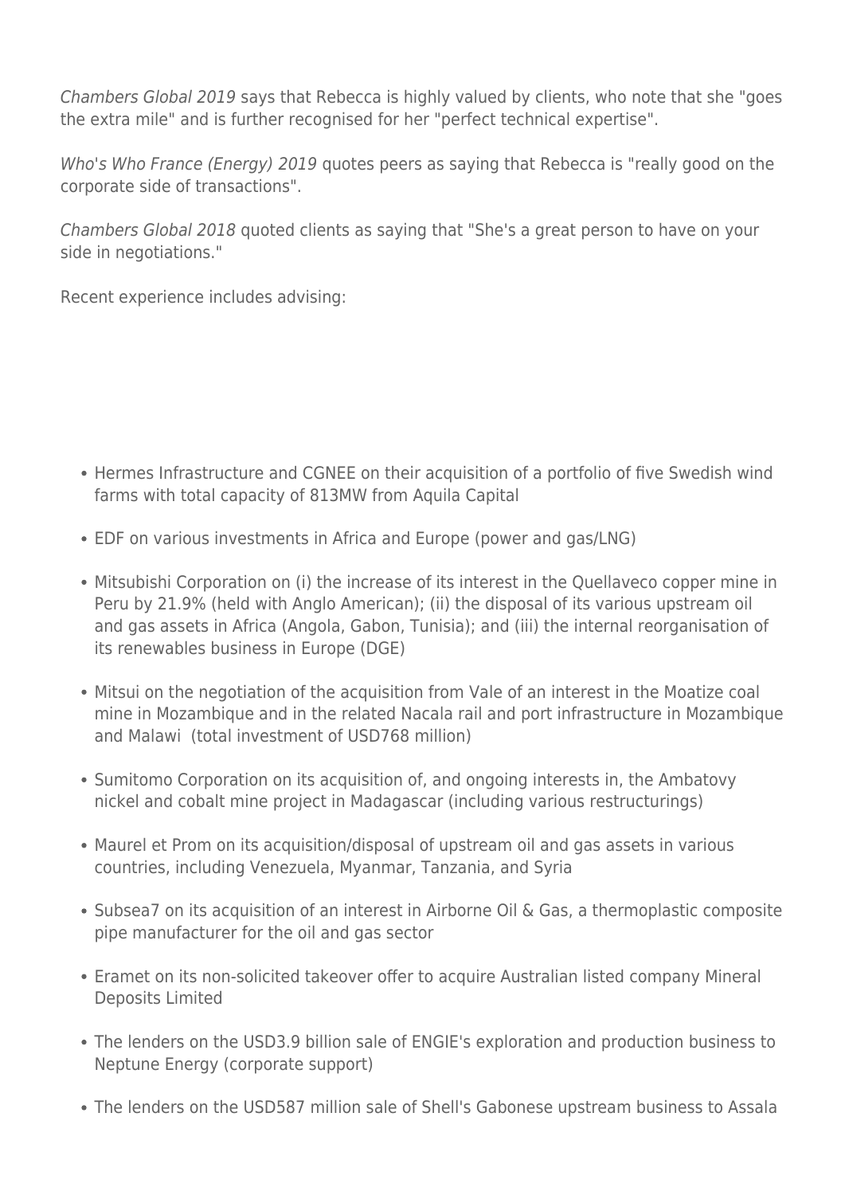*Chambers Global 2019* says that Rebecca is highly valued by clients, who note that she "goes the extra mile" and is further recognised for her "perfect technical expertise".

*Who's Who France (Energy) 2019* quotes peers as saying that Rebecca is "really good on the corporate side of transactions".

*Chambers Global 2018* quoted clients as saying that "She's a great person to have on your side in negotiations."

Recent experience includes advising:

- Hermes Infrastructure and CGNEE on their acquisition of a portfolio of five Swedish wind farms with total capacity of 813MW from Aquila Capital
- EDF on various investments in Africa and Europe (power and gas/LNG)
- Mitsubishi Corporation on (i) the increase of its interest in the Quellaveco copper mine in Peru by 21.9% (held with Anglo American); (ii) the disposal of its various upstream oil and gas assets in Africa (Angola, Gabon, Tunisia); and (iii) the internal reorganisation of its renewables business in Europe (DGE)
- Mitsui on the negotiation of the acquisition from Vale of an interest in the Moatize coal mine in Mozambique and in the related Nacala rail and port infrastructure in Mozambique and Malawi (total investment of USD768 million)
- Sumitomo Corporation on its acquisition of, and ongoing interests in, the Ambatovy nickel and cobalt mine project in Madagascar (including various restructurings)
- Maurel et Prom on its acquisition/disposal of upstream oil and gas assets in various countries, including Venezuela, Myanmar, Tanzania, and Syria
- Subsea7 on its acquisition of an interest in Airborne Oil & Gas, a thermoplastic composite pipe manufacturer for the oil and gas sector
- Eramet on its non-solicited takeover offer to acquire Australian listed company Mineral Deposits Limited
- The lenders on the USD3.9 billion sale of ENGIE's exploration and production business to Neptune Energy (corporate support)
- The lenders on the USD587 million sale of Shell's Gabonese upstream business to Assala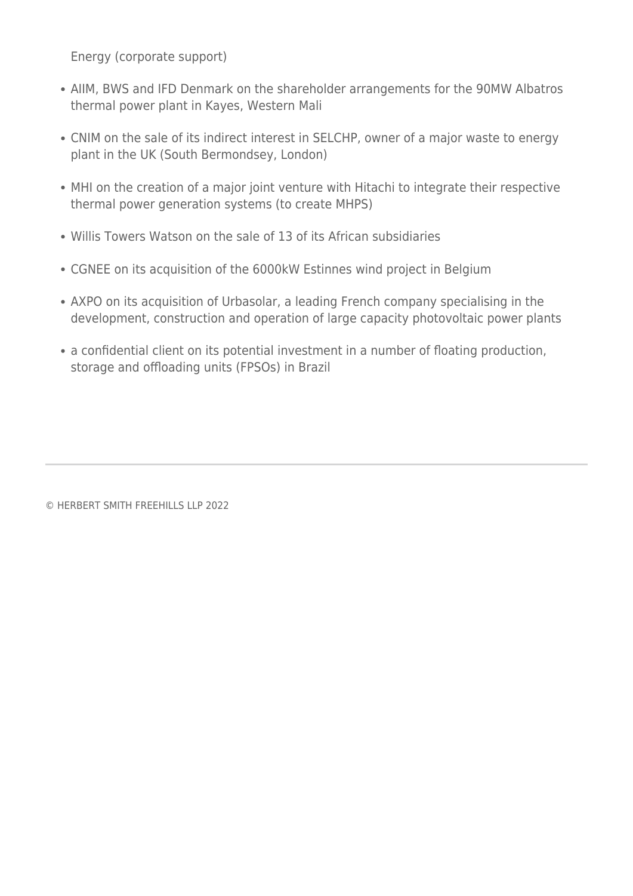Energy (corporate support)

- AIIM, BWS and IFD Denmark on the shareholder arrangements for the 90MW Albatros thermal power plant in Kayes, Western Mali
- CNIM on the sale of its indirect interest in SELCHP, owner of a major waste to energy plant in the UK (South Bermondsey, London)
- MHI on the creation of a major joint venture with Hitachi to integrate their respective thermal power generation systems (to create MHPS)
- Willis Towers Watson on the sale of 13 of its African subsidiaries
- CGNEE on its acquisition of the 6000kW Estinnes wind project in Belgium
- AXPO on its acquisition of Urbasolar, a leading French company specialising in the development, construction and operation of large capacity photovoltaic power plants
- a confidential client on its potential investment in a number of floating production, storage and offloading units (FPSOs) in Brazil

© HERBERT SMITH FREEHILLS LLP 2022